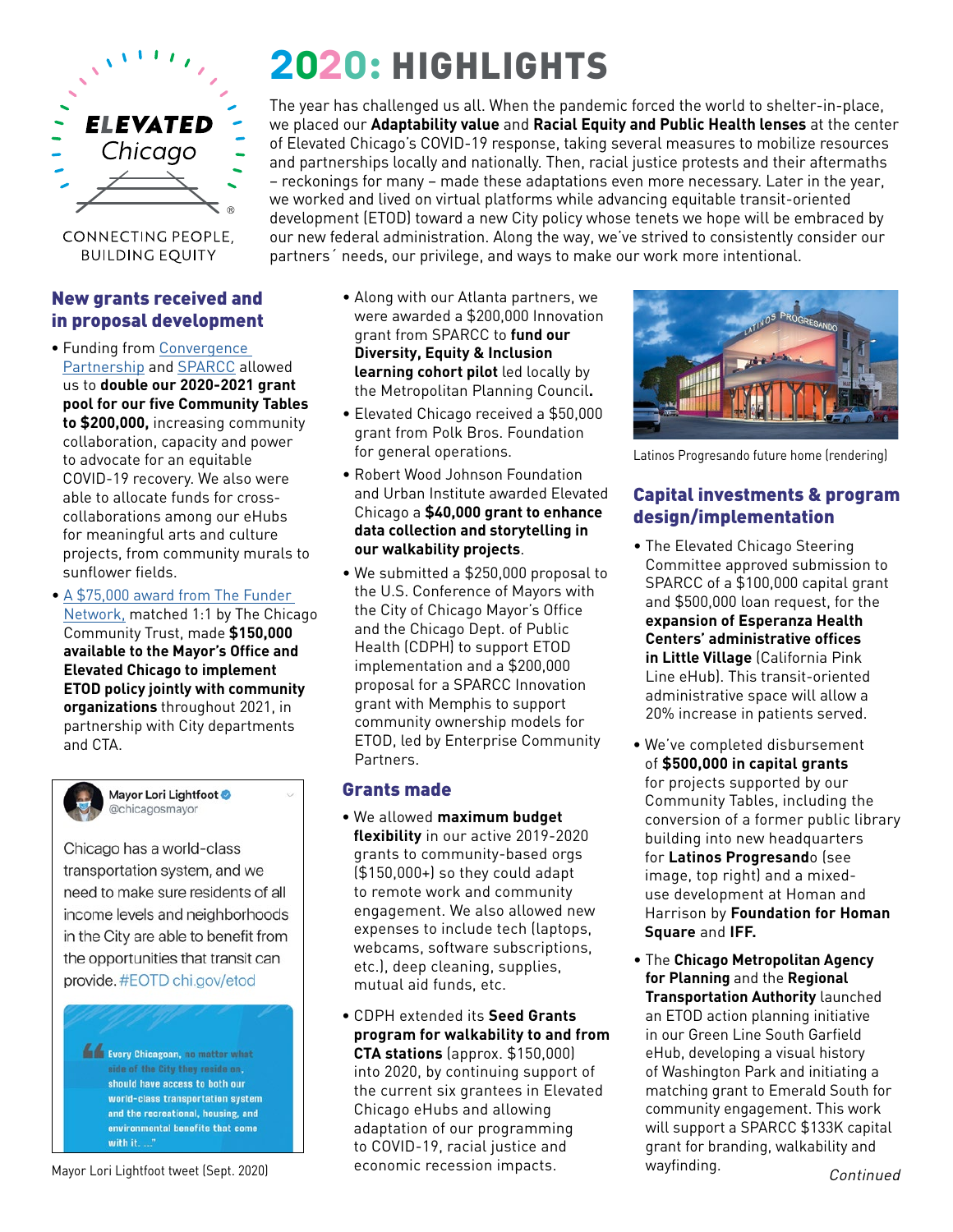ELEVATED Chicago

CONNECTING PEOPLE, BUILDING EQUITY

# 2020: HIGHLIGHTS

The year has challenged us all. When the pandemic forced the world to shelter-in-place, we placed our **Adaptability value** and **Racial Equity and Public Health lenses** at the center of Elevated Chicago's COVID-19 response, taking several measures to mobilize resources and partnerships locally and nationally. Then, racial justice protests and their aftermaths – reckonings for many – made these adaptations even more necessary. Later in the year, we worked and lived on virtual platforms while advancing equitable transit-oriented development (ETOD) toward a new City policy whose tenets we hope will be embraced by our new federal administration. Along the way, we've strived to consistently consider our partners´ needs, our privilege, and ways to make our work more intentional.

## New grants received and in proposal development

- Funding from Convergence Partnership and SPARCC allowed us to **double our 2020-2021 grant pool for our five Community Tables to $200,000,** increasing community collaboration, capacity and power to advocate for an equitable COVID-19 recovery. We also were able to allocate funds for cross-collaborations among our eHubs for meaningful arts and culture projects, from community murals to sunflower fields.
- A $75,000 award from The Funder Network, matched 1:1 by The Chicago Community Trust, made **$150,000 available to the Mayor's Office and Elevated Chicago to implement ETOD policy jointly with community organizations** throughout 2021, in partnership with City departments and CTA.

Mayor Lori Lightfoot @chicagosmayor

Chicago has a world-class transportation system, and we need to make sure residents of all income levels and neighborhoods in the City are able to benefit from the opportunities that transit can provide. #EOTD chi.gov/etod

"Every Chicagoan, no matter what side of the City they reside on, should have access to both our world-class transportation system and the recreational, housing, and environmental benefits that come with it. ..."

Mayor Lori Lightfoot tweet (Sept. 2020)

- Along with our Atlanta partners, we were awarded a $200,000 Innovation grant from SPARCC to **fund our Diversity, Equity & Inclusion learning cohort pilot** led locally by the Metropolitan Planning Council**.**
- Elevated Chicago received a $50,000 grant from Polk Bros. Foundation for general operations.
- Robert Wood Johnson Foundation and Urban Institute awarded Elevated Chicago a **$40,000 grant to enhance data collection and storytelling in our walkability projects**.
- We submitted a $250,000 proposal to the U.S. Conference of Mayors with the City of Chicago Mayor's Office and the Chicago Dept. of Public Health (CDPH) to support ETOD implementation and a $200,000 proposal for a SPARCC Innovation grant with Memphis to support community ownership models for ETOD, led by Enterprise Community Partners.

## Grants made

- We allowed **maximum budget flexibility** in our active 2019-2020 grants to community-based orgs ($150,000+) so they could adapt to remote work and community engagement. We also allowed new expenses to include tech (laptops, webcams, software subscriptions, etc.), deep cleaning, supplies, mutual aid funds, etc.
- CDPH extended its **Seed Grants program for walkability to and from CTA stations** (approx. $150,000) into 2020, by continuing support of the current six grantees in Elevated Chicago eHubs and allowing adaptation of our programming to COVID-19, racial justice and economic recession impacts.

Latinos Progresando future home (rendering)

## Capital investments & program design/implementation

- The Elevated Chicago Steering Committee approved submission to SPARCC of a $100,000 capital grant and $500,000 loan request, for the **expansion of Esperanza Health Centers' administrative offices in Little Village** (California Pink Line eHub). This transit-oriented administrative space will allow a 20% increase in patients served.
- We've completed disbursement of **$500,000 in capital grants** for projects supported by our Community Tables, including the conversion of a former public library building into new headquarters for **Latinos Progresand**o (see image, top right) and a mixed-use development at Homan and Harrison by **Foundation for Homan Square** and **IFF.**
- The **Chicago Metropolitan Agency for Planning** and the **Regional Transportation Authority** launched an ETOD action planning initiative in our Green Line South Garfield eHub, developing a visual history of Washington Park and initiating a matching grant to Emerald South for community engagement. This work will support a SPARCC $133K capital grant for branding, walkability and wayfinding.

*Continued*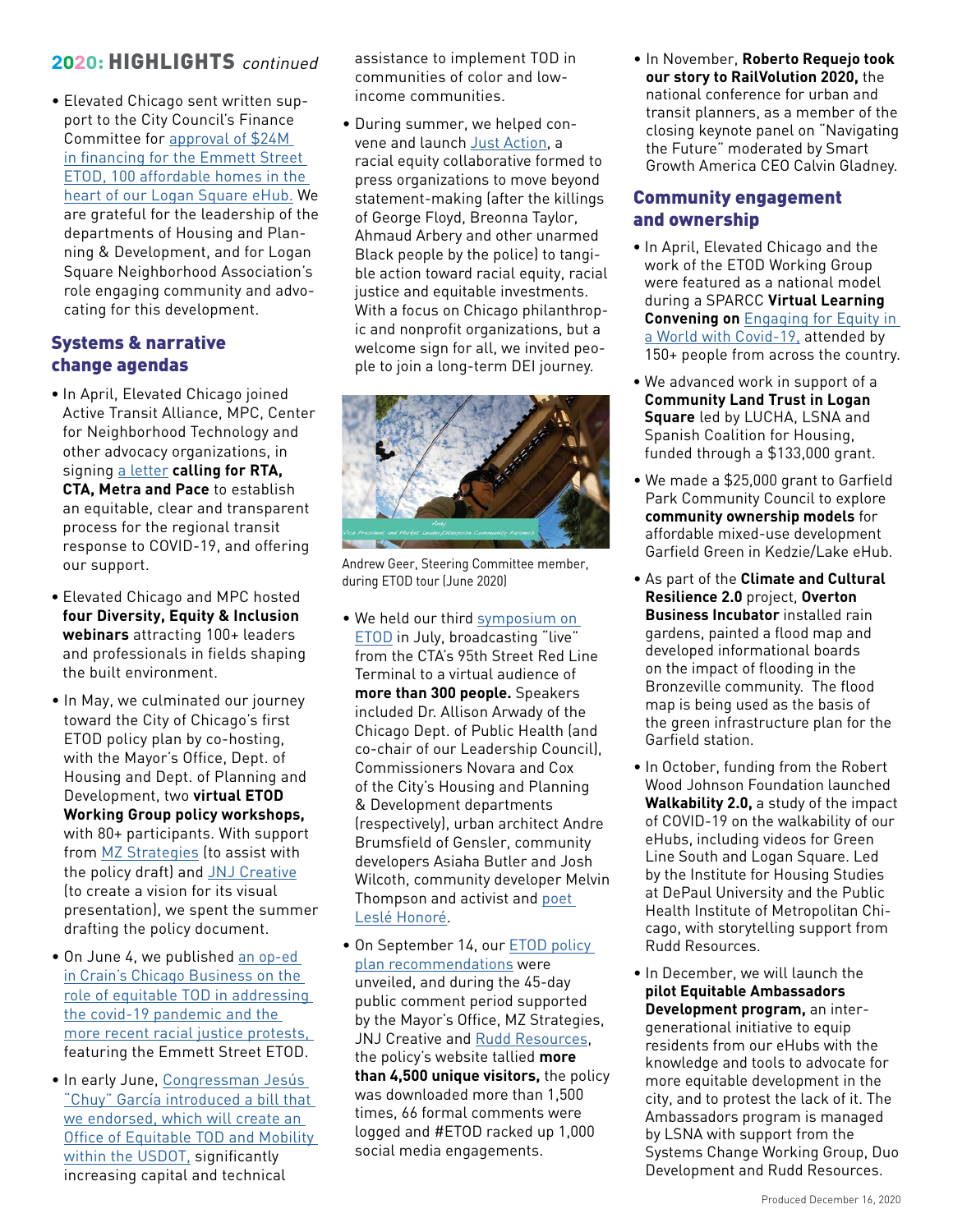## 2020: HIGHLIGHTS *continued*

- Elevated Chicago sent written support to the City Council's Finance Committee for approval of $24M in financing for the Emmett Street ETOD, 100 affordable homes in the heart of our Logan Square eHub. We are grateful for the leadership of the departments of Housing and Planning & Development, and for Logan Square Neighborhood Association's role engaging community and advocating for this development.

### Systems & narrative change agendas

- In April, Elevated Chicago joined Active Transit Alliance, MPC, Center for Neighborhood Technology and other advocacy organizations, in signing a letter **calling for RTA, CTA, Metra and Pace** to establish an equitable, clear and transparent process for the regional transit response to COVID-19, and offering our support.
- Elevated Chicago and MPC hosted **four Diversity, Equity & Inclusion webinars** attracting 100+ leaders and professionals in fields shaping the built environment.
- In May, we culminated our journey toward the City of Chicago's first ETOD policy plan by co-hosting, with the Mayor's Office, Dept. of Housing and Dept. of Planning and Development, two **virtual ETOD Working Group policy workshops,** with 80+ participants. With support from MZ Strategies (to assist with the policy draft) and JNJ Creative (to create a vision for its visual presentation), we spent the summer drafting the policy document.
- On June 4, we published an op-ed in Crain's Chicago Business on the role of equitable TOD in addressing the covid-19 pandemic and the more recent racial justice protests, featuring the Emmett Street ETOD.
- In early June, Congressman Jesús "Chuy" García introduced a bill that we endorsed, which will create an Office of Equitable TOD and Mobility within the USDOT, significantly increasing capital and technical assistance to implement TOD in communities of color and low-income communities.
- During summer, we helped convene and launch Just Action, a racial equity collaborative formed to press organizations to move beyond statement-making (after the killings of George Floyd, Breonna Taylor, Ahmaud Arbery and other unarmed Black people by the police) to tangible action toward racial equity, racial justice and equitable investments. With a focus on Chicago philanthropic and nonprofit organizations, but a welcome sign for all, we invited people to join a long-term DEI journey.

Andrew Geer, Steering Committee member, during ETOD tour (June 2020)

- We held our third symposium on ETOD in July, broadcasting "live" from the CTA's 95th Street Red Line Terminal to a virtual audience of **more than 300 people.** Speakers included Dr. Allison Arwady of the Chicago Dept. of Public Health (and co-chair of our Leadership Council), Commissioners Novara and Cox of the City's Housing and Planning & Development departments (respectively), urban architect Andre Brumsfield of Gensler, community developers Asiaha Butler and Josh Wilcoth, community developer Melvin Thompson and activist and poet Leslé Honoré.
- On September 14, our ETOD policy plan recommendations were unveiled, and during the 45-day public comment period supported by the Mayor's Office, MZ Strategies, JNJ Creative and Rudd Resources, the policy's website tallied **more than 4,500 unique visitors,** the policy was downloaded more than 1,500 times, 66 formal comments were logged and #ETOD racked up 1,000 social media engagements.
- In November, **Roberto Requejo took our story to RailVolution 2020,** the national conference for urban and transit planners, as a member of the closing keynote panel on "Navigating the Future" moderated by Smart Growth America CEO Calvin Gladney.

### Community engagement and ownership

- In April, Elevated Chicago and the work of the ETOD Working Group were featured as a national model during a SPARCC **Virtual Learning Convening on** Engaging for Equity in a World with Covid-19, attended by 150+ people from across the country.
- We advanced work in support of a **Community Land Trust in Logan Square** led by LUCHA, LSNA and Spanish Coalition for Housing, funded through a $133,000 grant.
- We made a $25,000 grant to Garfield Park Community Council to explore **community ownership models** for affordable mixed-use development Garfield Green in Kedzie/Lake eHub.
- As part of the **Climate and Cultural Resilience 2.0** project, **Overton Business Incubator** installed rain gardens, painted a flood map and developed informational boards on the impact of flooding in the Bronzeville community. The flood map is being used as the basis of the green infrastructure plan for the Garfield station.
- In October, funding from the Robert Wood Johnson Foundation launched **Walkability 2.0,** a study of the impact of COVID-19 on the walkability of our eHubs, including videos for Green Line South and Logan Square. Led by the Institute for Housing Studies at DePaul University and the Public Health Institute of Metropolitan Chicago, with storytelling support from Rudd Resources.
- In December, we will launch the **pilot Equitable Ambassadors Development program,** an intergenerational initiative to equip residents from our eHubs with the knowledge and tools to advocate for more equitable development in the city, and to protest the lack of it. The Ambassadors program is managed by LSNA with support from the Systems Change Working Group, Duo Development and Rudd Resources.

Produced December 16, 2020